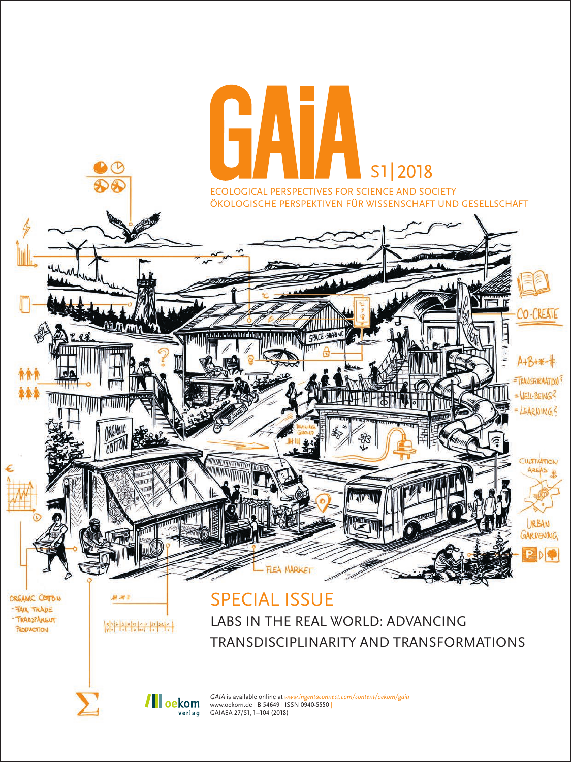# GAiA

S1 | 2018

ECOLOGICAL PERSPECTIVES FOR SCIENCE AND SOCIETY
ÖKOLOGISCHE PERSPEKTIVEN FÜR WISSENSCHAFT UND GESELLSCHAFT

## SPECIAL ISSUE

LABS IN THE REAL WORLD: ADVANCING TRANSDISCIPLINARITY AND TRANSFORMATIONS

oekom verlag

*GAIA* is available online at *www.ingentaconnect.com/content/oekom/gaia*
www.oekom.de | B 54649 | ISSN 0940-5550 |
GAIAEA 27/S1, 1–104 (2018)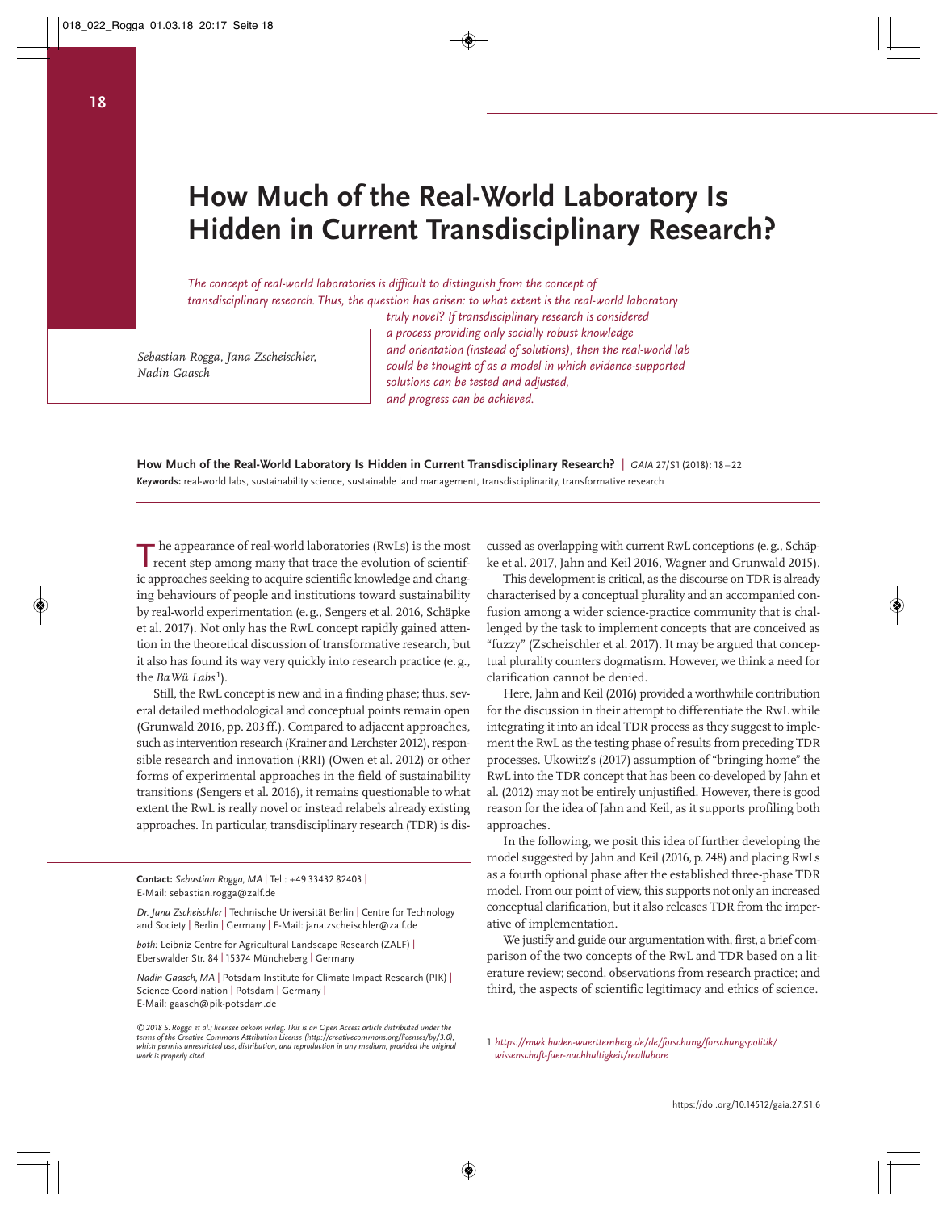# How Much of the Real-World Laboratory Is Hidden in Current Transdisciplinary Research?

*The concept of real-world laboratories is difficult to distinguish from the concept of transdisciplinary research. Thus, the question has arisen: to what extent is the real-world laboratory truly novel? If transdisciplinary research is considered a process providing only socially robust knowledge and orientation (instead of solutions), then the real-world lab could be thought of as a model in which evidence-supported solutions can be tested and adjusted, and progress can be achieved.*

*Sebastian Rogga, Jana Zscheischler, Nadin Gaasch*

**How Much of the Real-World Laboratory Is Hidden in Current Transdisciplinary Research?** | *GAIA* 27/S1 (2018): 18–22

**Keywords:** real-world labs, sustainability science, sustainable land management, transdisciplinarity, transformative research

The appearance of real-world laboratories (RwLs) is the most recent step among many that trace the evolution of scientific approaches seeking to acquire scientific knowledge and changing behaviours of people and institutions toward sustainability by real-world experimentation (e.g., Sengers et al. 2016, Schäpke et al. 2017). Not only has the RwL concept rapidly gained attention in the theoretical discussion of transformative research, but it also has found its way very quickly into research practice (e.g., the *BaWü Labs*[1]).

Still, the RwL concept is new and in a finding phase; thus, several detailed methodological and conceptual points remain open (Grunwald 2016, pp. 203 ff.). Compared to adjacent approaches, such as intervention research (Krainer and Lerchster 2012), responsible research and innovation (RRI) (Owen et al. 2012) or other forms of experimental approaches in the field of sustainability transitions (Sengers et al. 2016), it remains questionable to what extent the RwL is really novel or instead relabels already existing approaches. In particular, transdisciplinary research (TDR) is discussed as overlapping with current RwL conceptions (e.g., Schäpke et al. 2017, Jahn and Keil 2016, Wagner and Grunwald 2015).

This development is critical, as the discourse on TDR is already characterised by a conceptual plurality and an accompanied confusion among a wider science-practice community that is challenged by the task to implement concepts that are conceived as "fuzzy" (Zscheischler et al. 2017). It may be argued that conceptual plurality counters dogmatism. However, we think a need for clarification cannot be denied.

Here, Jahn and Keil (2016) provided a worthwhile contribution for the discussion in their attempt to differentiate the RwL while integrating it into an ideal TDR process as they suggest to implement the RwL as the testing phase of results from preceding TDR processes. Ukowitz's (2017) assumption of "bringing home" the RwL into the TDR concept that has been co-developed by Jahn et al. (2012) may not be entirely unjustified. However, there is good reason for the idea of Jahn and Keil, as it supports profiling both approaches.

In the following, we posit this idea of further developing the model suggested by Jahn and Keil (2016, p. 248) and placing RwLs as a fourth optional phase after the established three-phase TDR model. From our point of view, this supports not only an increased conceptual clarification, but it also releases TDR from the imperative of implementation.

We justify and guide our argumentation with, first, a brief comparison of the two concepts of the RwL and TDR based on a literature review; second, observations from research practice; and third, the aspects of scientific legitimacy and ethics of science.

**Contact:** *Sebastian Rogga, MA* | Tel.: +49 33432 82403 | E-Mail: sebastian.rogga@zalf.de

*Dr. Jana Zscheischler* | Technische Universität Berlin | Centre for Technology and Society | Berlin | Germany | E-Mail: jana.zscheischler@zalf.de

*both:* Leibniz Centre for Agricultural Landscape Research (ZALF) | Eberswalder Str. 84 | 15374 Müncheberg | Germany

*Nadin Gaasch, MA* | Potsdam Institute for Climate Impact Research (PIK) | Science Coordination | Potsdam | Germany | E-Mail: gaasch@pik-potsdam.de

*© 2018 S. Rogga et al.; licensee oekom verlag. This is an Open Access article distributed under the terms of the Creative Commons Attribution License (http://creativecommons.org/licenses/by/3.0), which permits unrestricted use, distribution, and reproduction in any medium, provided the original work is properly cited.*

[1] *https://mwk.baden-wuerttemberg.de/de/forschung/forschungspolitik/wissenschaft-fuer-nachhaltigkeit/reallabore*

https://doi.org/10.14512/gaia.27.S1.6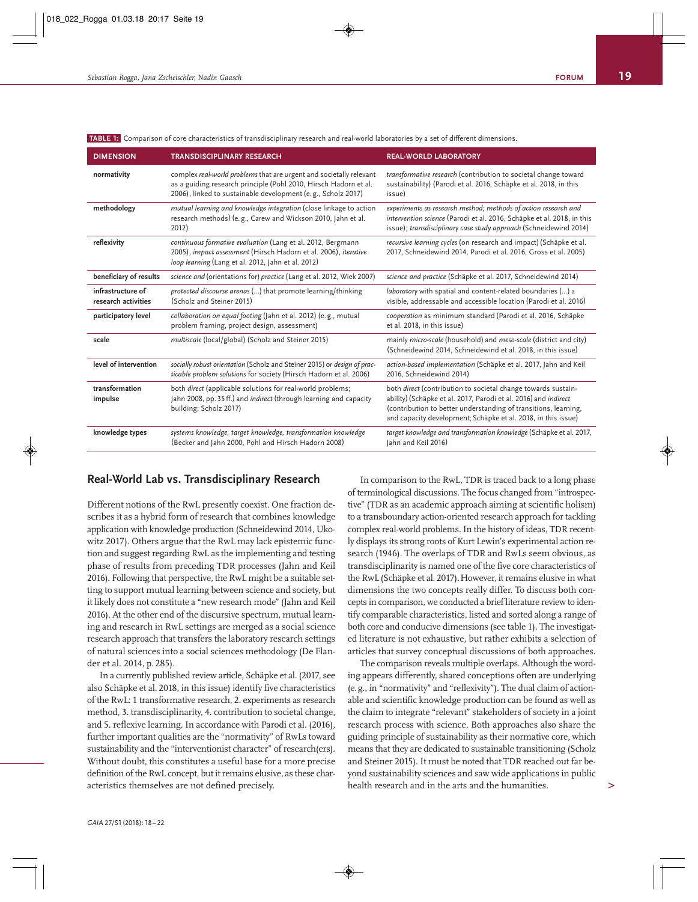**TABLE 1:** Comparison of core characteristics of transdisciplinary research and real-world laboratories by a set of different dimensions.

| DIMENSION | TRANSDISCIPLINARY RESEARCH | REAL-WORLD LABORATORY |
|---|---|---|
| **normativity** | complex *real-world problems* that are urgent and societally relevant as a guiding research principle (Pohl 2010, Hirsch Hadorn et al. 2006), linked to sustainable development (e.g., Scholz 2017) | *transformative research* (contribution to societal change toward sustainability) (Parodi et al. 2016, Schäpke et al. 2018, in this issue) |
| **methodology** | *mutual learning and knowledge integration* (close linkage to action research methods) (e.g., Carew and Wickson 2010, Jahn et al. 2012) | *experiments as research method; methods of action research and intervention science* (Parodi et al. 2016, Schäpke et al. 2018, in this issue); *transdisciplinary case study approach* (Schneidewind 2014) |
| **reflexivity** | *continuous formative evaluation* (Lang et al. 2012, Bergmann 2005), *impact assessment* (Hirsch Hadorn et al. 2006), *iterative loop learning* (Lang et al. 2012, Jahn et al. 2012) | *recursive learning cycles* (on research and impact) (Schäpke et al. 2017, Schneidewind 2014, Parodi et al. 2016, Gross et al. 2005) |
| **beneficiary of results** | *science and* (orientations for) *practice* (Lang et al. 2012, Wiek 2007) | *science and practice* (Schäpke et al. 2017, Schneidewind 2014) |
| **infrastructure of research activities** | *protected discourse arenas* (...) that promote learning/thinking (Scholz and Steiner 2015) | *laboratory* with spatial and content-related boundaries (...) a visible, addressable and accessible location (Parodi et al. 2016) |
| **participatory level** | *collaboration on equal footing* (Jahn et al. 2012) (e.g., mutual problem framing, project design, assessment) | *cooperation* as minimum standard (Parodi et al. 2016, Schäpke et al. 2018, in this issue) |
| **scale** | *multiscale* (local/global) (Scholz and Steiner 2015) | mainly *micro-scale* (household) and *meso-scale* (district and city) (Schneidewind 2014, Schneidewind et al. 2018, in this issue) |
| **level of intervention** | *socially robust orientation* (Scholz and Steiner 2015) or *design of practicable problem solutions* for society (Hirsch Hadorn et al. 2006) | *action-based implementation* (Schäpke et al. 2017, Jahn and Keil 2016, Schneidewind 2014) |
| **transformation impulse** | both *direct* (applicable solutions for real-world problems; Jahn 2008, pp. 35 ff.) and *indirect* (through learning and capacity building; Scholz 2017) | both *direct* (contribution to societal change towards sustainability) (Schäpke et al. 2017, Parodi et al. 2016) and *indirect* (contribution to better understanding of transitions, learning, and capacity development; Schäpke et al. 2018, in this issue) |
| **knowledge types** | *systems knowledge, target knowledge, transformation knowledge* (Becker and Jahn 2000, Pohl and Hirsch Hadorn 2008) | *target knowledge and transformation knowledge* (Schäpke et al. 2017, Jahn and Keil 2016) |

## Real-World Lab vs. Transdisciplinary Research

Different notions of the RwL presently coexist. One fraction describes it as a hybrid form of research that combines knowledge application with knowledge production (Schneidewind 2014, Ukowitz 2017). Others argue that the RwL may lack epistemic function and suggest regarding RwL as the implementing and testing phase of results from preceding TDR processes (Jahn and Keil 2016). Following that perspective, the RwL might be a suitable setting to support mutual learning between science and society, but it likely does not constitute a "new research mode" (Jahn and Keil 2016). At the other end of the discursive spectrum, mutual learning and research in RwL settings are merged as a social science research approach that transfers the laboratory research settings of natural sciences into a social sciences methodology (De Flander et al. 2014, p. 285).

In a currently published review article, Schäpke et al. (2017, see also Schäpke et al. 2018, in this issue) identify five characteristics of the RwL: 1 transformative research, 2. experiments as research method, 3. transdisciplinarity, 4. contribution to societal change, and 5. reflexive learning. In accordance with Parodi et al. (2016), further important qualities are the "normativity" of RwLs toward sustainability and the "interventionist character" of research(ers). Without doubt, this constitutes a useful base for a more precise definition of the RwL concept, but it remains elusive, as these characteristics themselves are not defined precisely.

In comparison to the RwL, TDR is traced back to a long phase of terminological discussions. The focus changed from "introspective" (TDR as an academic approach aiming at scientific holism) to a transboundary action-oriented research approach for tackling complex real-world problems. In the history of ideas, TDR recently displays its strong roots of Kurt Lewin's experimental action research (1946). The overlaps of TDR and RwLs seem obvious, as transdisciplinarity is named one of the five core characteristics of the RwL (Schäpke et al. 2017). However, it remains elusive in what dimensions the two concepts really differ. To discuss both concepts in comparison, we conducted a brief literature review to identify comparable characteristics, listed and sorted along a range of both core and conducive dimensions (see table 1). The investigated literature is not exhaustive, but rather exhibits a selection of articles that survey conceptual discussions of both approaches.

The comparison reveals multiple overlaps. Although the wording appears differently, shared conceptions often are underlying (e.g., in "normativity" and "reflexivity"). The dual claim of actionable and scientific knowledge production can be found as well as the claim to integrate "relevant" stakeholders of society in a joint research process with science. Both approaches also share the guiding principle of sustainability as their normative core, which means that they are dedicated to sustainable transitioning (Scholz and Steiner 2015). It must be noted that TDR reached out far beyond sustainability topics and saw wide applications in public health research and in the arts and the humanities.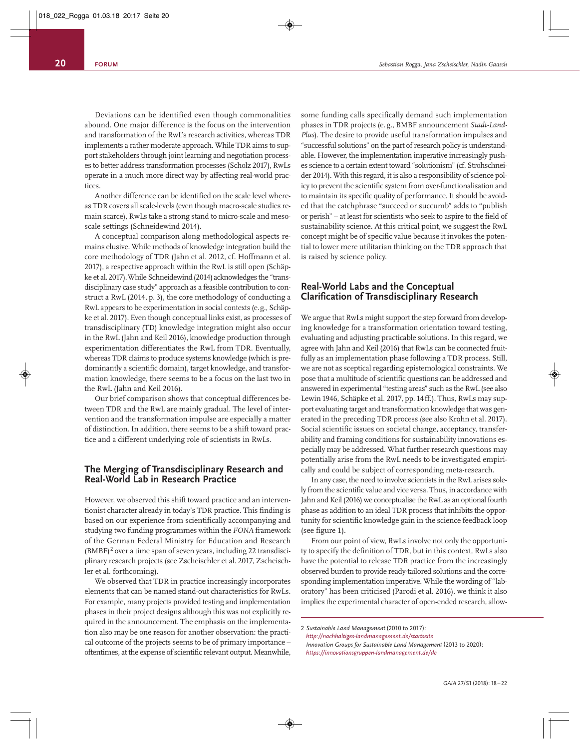Deviations can be identified even though commonalities abound. One major difference is the focus on the intervention and transformation of the RwL's research activities, whereas TDR implements a rather moderate approach. While TDR aims to support stakeholders through joint learning and negotiation processes to better address transformation processes (Scholz 2017), RwLs operate in a much more direct way by affecting real-world practices.

Another difference can be identified on the scale level whereas TDR covers all scale-levels (even though macro-scale studies remain scarce), RwLs take a strong stand to micro-scale and meso-scale settings (Schneidewind 2014).

A conceptual comparison along methodological aspects remains elusive. While methods of knowledge integration build the core methodology of TDR (Jahn et al. 2012, cf. Hoffmann et al. 2017), a respective approach within the RwL is still open (Schäpke et al. 2017). While Schneidewind (2014) acknowledges the "transdisciplinary case study" approach as a feasible contribution to construct a RwL (2014, p. 3), the core methodology of conducting a RwL appears to be experimentation in social contexts (e.g., Schäpke et al. 2017). Even though conceptual links exist, as processes of transdisciplinary (TD) knowledge integration might also occur in the RwL (Jahn and Keil 2016), knowledge production through experimentation differentiates the RwL from TDR. Eventually, whereas TDR claims to produce systems knowledge (which is predominantly a scientific domain), target knowledge, and transformation knowledge, there seems to be a focus on the last two in the RwL (Jahn and Keil 2016).

Our brief comparison shows that conceptual differences between TDR and the RwL are mainly gradual. The level of intervention and the transformation impulse are especially a matter of distinction. In addition, there seems to be a shift toward practice and a different underlying role of scientists in RwLs.

## The Merging of Transdisciplinary Research and Real-World Lab in Research Practice

However, we observed this shift toward practice and an interventionist character already in today's TDR practice. This finding is based on our experience from scientifically accompanying and studying two funding programmes within the *FONA* framework of the German Federal Ministry for Education and Research (BMBF)[2] over a time span of seven years, including 22 transdisciplinary research projects (see Zscheischler et al. 2017, Zscheischler et al. forthcoming).

We observed that TDR in practice increasingly incorporates elements that can be named stand-out characteristics for RwLs. For example, many projects provided testing and implementation phases in their project designs although this was not explicitly required in the announcement. The emphasis on the implementation also may be one reason for another observation: the practical outcome of the projects seems to be of primary importance – oftentimes, at the expense of scientific relevant output. Meanwhile, some funding calls specifically demand such implementation phases in TDR projects (e.g., BMBF announcement *Stadt-Land-Plus*). The desire to provide useful transformation impulses and "successful solutions" on the part of research policy is understandable. However, the implementation imperative increasingly pushes science to a certain extent toward "solutionism" (cf. Strohschneider 2014). With this regard, it is also a responsibility of science policy to prevent the scientific system from over-functionalisation and to maintain its specific quality of performance. It should be avoided that the catchphrase "succeed or succumb" adds to "publish or perish" – at least for scientists who seek to aspire to the field of sustainability science. At this critical point, we suggest the RwL concept might be of specific value because it invokes the potential to lower mere utilitarian thinking on the TDR approach that is raised by science policy.

## Real-World Labs and the Conceptual Clarification of Transdisciplinary Research

We argue that RwLs might support the step forward from developing knowledge for a transformation orientation toward testing, evaluating and adjusting practicable solutions. In this regard, we agree with Jahn and Keil (2016) that RwLs can be connected fruitfully as an implementation phase following a TDR process. Still, we are not as sceptical regarding epistemological constraints. We pose that a multitude of scientific questions can be addressed and answered in experimental "testing areas" such as the RwL (see also Lewin 1946, Schäpke et al. 2017, pp. 14 ff.). Thus, RwLs may support evaluating target and transformation knowledge that was generated in the preceding TDR process (see also Krohn et al. 2017). Social scientific issues on societal change, acceptancy, transferability and framing conditions for sustainability innovations especially may be addressed. What further research questions may potentially arise from the RwL needs to be investigated empirically and could be subject of corresponding meta-research.

In any case, the need to involve scientists in the RwL arises solely from the scientific value and vice versa. Thus, in accordance with Jahn and Keil (2016) we conceptualise the RwL as an optional fourth phase as addition to an ideal TDR process that inhibits the opportunity for scientific knowledge gain in the science feedback loop (see figure 1).

From our point of view, RwLs involve not only the opportunity to specify the definition of TDR, but in this context, RwLs also have the potential to release TDR practice from the increasingly observed burden to provide ready-tailored solutions and the corresponding implementation imperative. While the wording of "laboratory" has been criticised (Parodi et al. 2016), we think it also implies the experimental character of open-ended research, allow-

---

2 *Sustainable Land Management* (2010 to 2017): *http://nachhaltiges-landmanagement.de/startseite*
*Innovation Groups for Sustainable Land Management* (2013 to 2020): *https://innovationsgruppen-landmanagement.de/de*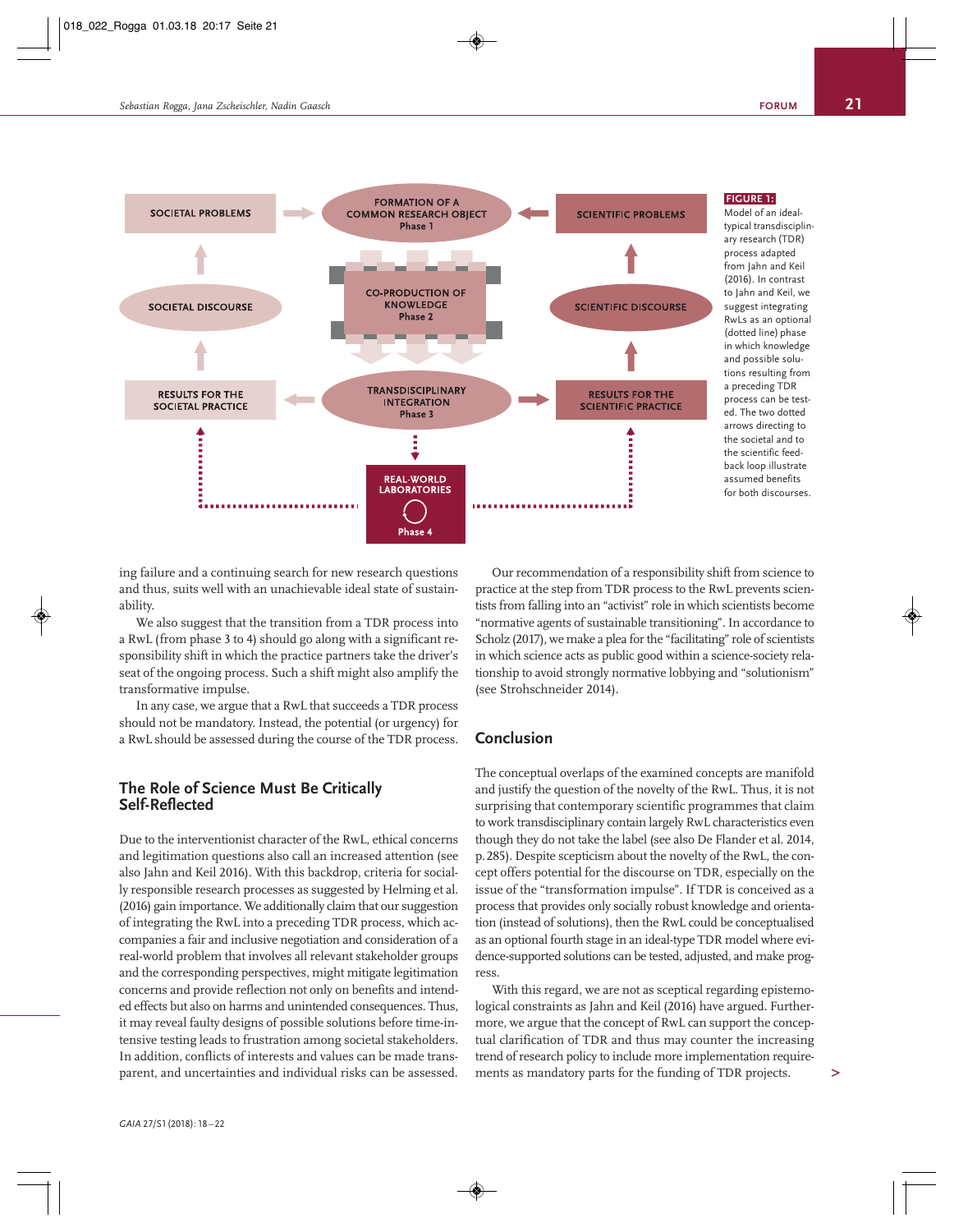FIGURE 1: Model of an ideal-typical transdisciplinary research (TDR) process adapted from Jahn and Keil (2016). In contrast to Jahn and Keil, we suggest integrating RwLs as an optional (dotted line) phase in which knowledge and possible solutions resulting from a preceding TDR process can be tested. The two dotted arrows directing to the societal and to the scientific feedback loop illustrate assumed benefits for both discourses.

ing failure and a continuing search for new research questions and thus, suits well with an unachievable ideal state of sustainability.

We also suggest that the transition from a TDR process into a RwL (from phase 3 to 4) should go along with a significant responsibility shift in which the practice partners take the driver's seat of the ongoing process. Such a shift might also amplify the transformative impulse.

In any case, we argue that a RwL that succeeds a TDR process should not be mandatory. Instead, the potential (or urgency) for a RwL should be assessed during the course of the TDR process.

## The Role of Science Must Be Critically Self-Reflected

Due to the interventionist character of the RwL, ethical concerns and legitimation questions also call an increased attention (see also Jahn and Keil 2016). With this backdrop, criteria for socially responsible research processes as suggested by Helming et al. (2016) gain importance. We additionally claim that our suggestion of integrating the RwL into a preceding TDR process, which accompanies a fair and inclusive negotiation and consideration of a real-world problem that involves all relevant stakeholder groups and the corresponding perspectives, might mitigate legitimation concerns and provide reflection not only on benefits and intended effects but also on harms and unintended consequences. Thus, it may reveal faulty designs of possible solutions before time-intensive testing leads to frustration among societal stakeholders. In addition, conflicts of interests and values can be made transparent, and uncertainties and individual risks can be assessed.

Our recommendation of a responsibility shift from science to practice at the step from TDR process to the RwL prevents scientists from falling into an "activist" role in which scientists become "normative agents of sustainable transitioning". In accordance to Scholz (2017), we make a plea for the "facilitating" role of scientists in which science acts as public good within a science-society relationship to avoid strongly normative lobbying and "solutionism" (see Strohschneider 2014).

## Conclusion

The conceptual overlaps of the examined concepts are manifold and justify the question of the novelty of the RwL. Thus, it is not surprising that contemporary scientific programmes that claim to work transdisciplinary contain largely RwL characteristics even though they do not take the label (see also De Flander et al. 2014, p. 285). Despite scepticism about the novelty of the RwL, the concept offers potential for the discourse on TDR, especially on the issue of the "transformation impulse". If TDR is conceived as a process that provides only socially robust knowledge and orientation (instead of solutions), then the RwL could be conceptualised as an optional fourth stage in an ideal-type TDR model where evidence-supported solutions can be tested, adjusted, and make progress.

With this regard, we are not as sceptical regarding epistemological constraints as Jahn and Keil (2016) have argued. Furthermore, we argue that the concept of RwL can support the conceptual clarification of TDR and thus may counter the increasing trend of research policy to include more implementation requirements as mandatory parts for the funding of TDR projects.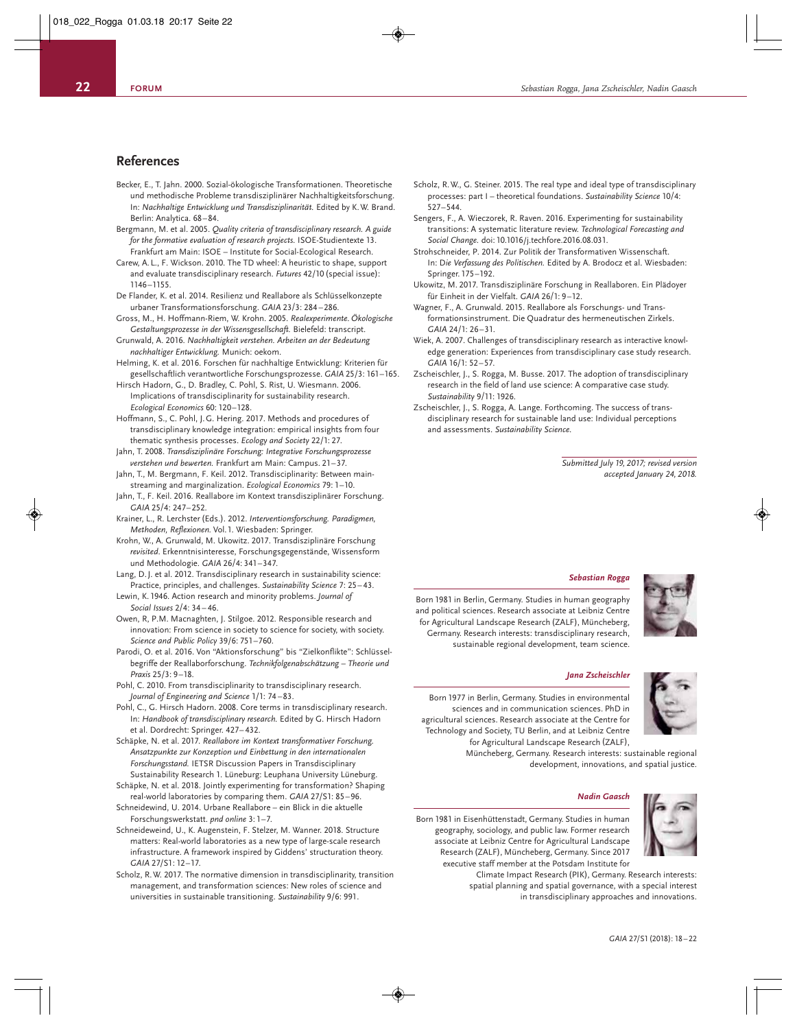## References

Becker, E., T. Jahn. 2000. Sozial-ökologische Transformationen. Theoretische und methodische Probleme transdisziplinärer Nachhaltigkeitsforschung. In: *Nachhaltige Entwicklung und Transdisziplinarität.* Edited by K. W. Brand. Berlin: Analytica. 68–84.

Bergmann, M. et al. 2005. *Quality criteria of transdisciplinary research. A guide for the formative evaluation of research projects.* ISOE-Studientexte 13. Frankfurt am Main: ISOE – Institute for Social-Ecological Research.

Carew, A. L., F. Wickson. 2010. The TD wheel: A heuristic to shape, support and evaluate transdisciplinary research. *Futures* 42/10 (special issue): 1146–1155.

De Flander, K. et al. 2014. Resilienz und Reallabore als Schlüsselkonzepte urbaner Transformationsforschung. *GAIA* 23/3: 284–286.

Gross, M., H. Hoffmann-Riem, W. Krohn. 2005. *Realexperimente. Ökologische Gestaltungsprozesse in der Wissensgesellschaft.* Bielefeld: transcript.

Grunwald, A. 2016. *Nachhaltigkeit verstehen. Arbeiten an der Bedeutung nachhaltiger Entwicklung.* Munich: oekom.

Helming, K. et al. 2016. Forschen für nachhaltige Entwicklung: Kriterien für gesellschaftlich verantwortliche Forschungsprozesse. *GAIA* 25/3: 161–165.

Hirsch Hadorn, G., D. Bradley, C. Pohl, S. Rist, U. Wiesmann. 2006. Implications of transdisciplinarity for sustainability research. *Ecological Economics* 60: 120–128.

Hoffmann, S., C. Pohl, J. G. Hering. 2017. Methods and procedures of transdisciplinary knowledge integration: empirical insights from four thematic synthesis processes. *Ecology and Society* 22/1: 27.

Jahn, T. 2008. *Transdisziplinäre Forschung: Integrative Forschungsprozesse verstehen und bewerten.* Frankfurt am Main: Campus. 21–37.

Jahn, T., M. Bergmann, F. Keil. 2012. Transdisciplinarity: Between mainstreaming and marginalization. *Ecological Economics* 79: 1–10.

Jahn, T., F. Keil. 2016. Reallabore im Kontext transdisziplinärer Forschung. *GAIA* 25/4: 247–252.

Krainer, L., R. Lerchster (Eds.). 2012. *Interventionsforschung. Paradigmen, Methoden, Reflexionen.* Vol. 1. Wiesbaden: Springer.

Krohn, W., A. Grunwald, M. Ukowitz. 2017. Transdisziplinäre Forschung *revisited*. Erkenntnisinteresse, Forschungsgegenstände, Wissensform und Methodologie. *GAIA* 26/4: 341–347.

Lang, D. J. et al. 2012. Transdisciplinary research in sustainability science: Practice, principles, and challenges. *Sustainability Science* 7: 25–43.

Lewin, K. 1946. Action research and minority problems. *Journal of Social Issues* 2/4: 34–46.

Owen, R, P. M. Macnaghten, J. Stilgoe. 2012. Responsible research and innovation: From science in society to science for society, with society. *Science and Public Policy* 39/6: 751–760.

Parodi, O. et al. 2016. Von "Aktionsforschung" bis "Zielkonflikte": Schlüsselbegriffe der Reallaborforschung. *Technikfolgenabschätzung – Theorie und Praxis* 25/3: 9–18.

Pohl, C. 2010. From transdisciplinarity to transdisciplinary research. *Journal of Engineering and Science* 1/1: 74–83.

Pohl, C., G. Hirsch Hadorn. 2008. Core terms in transdisciplinary research. In: *Handbook of transdisciplinary research.* Edited by G. Hirsch Hadorn et al. Dordrecht: Springer. 427–432.

Schäpke, N. et al. 2017. *Reallabore im Kontext transformativer Forschung. Ansatzpunkte zur Konzeption und Einbettung in den internationalen Forschungsstand.* IETSR Discussion Papers in Transdisciplinary Sustainability Research 1. Lüneburg: Leuphana University Lüneburg.

Schäpke, N. et al. 2018. Jointly experimenting for transformation? Shaping real-world laboratories by comparing them. *GAIA* 27/S1: 85–96.

Schneidewind, U. 2014. Urbane Reallabore – ein Blick in die aktuelle Forschungswerkstatt. *pnd online* 3: 1–7.

Schneideweind, U., K. Augenstein, F. Stelzer, M. Wanner. 2018. Structure matters: Real-world laboratories as a new type of large-scale research infrastructure. A framework inspired by Giddens' structuration theory. *GAIA* 27/S1: 12–17.

Scholz, R. W. 2017. The normative dimension in transdisciplinarity, transition management, and transformation sciences: New roles of science and universities in sustainable transitioning. *Sustainability* 9/6: 991.

Scholz, R. W., G. Steiner. 2015. The real type and ideal type of transdisciplinary processes: part I – theoretical foundations. *Sustainability Science* 10/4: 527–544.

Sengers, F., A. Wieczorek, R. Raven. 2016. Experimenting for sustainability transitions: A systematic literature review. *Technological Forecasting and Social Change.* doi: 10.1016/j.techfore.2016.08.031.

Strohschneider, P. 2014. Zur Politik der Transformativen Wissenschaft. In: *Die Verfassung des Politischen.* Edited by A. Brodocz et al. Wiesbaden: Springer. 175–192.

Ukowitz, M. 2017. Transdisziplinäre Forschung in Reallaboren. Ein Plädoyer für Einheit in der Vielfalt. *GAIA* 26/1: 9–12.

Wagner, F., A. Grunwald. 2015. Reallabore als Forschungs- und Transformationsinstrument. Die Quadratur des hermeneutischen Zirkels. *GAIA* 24/1: 26–31.

Wiek, A. 2007. Challenges of transdisciplinary research as interactive knowledge generation: Experiences from transdisciplinary case study research. *GAIA* 16/1: 52–57.

Zscheischler, J., S. Rogga, M. Busse. 2017. The adoption of transdisciplinary research in the field of land use science: A comparative case study. *Sustainability* 9/11: 1926.

Zscheischler, J., S. Rogga, A. Lange. Forthcoming. The success of transdisciplinary research for sustainable land use: Individual perceptions and assessments. *Sustainability Science.*

*Submitted July 19, 2017; revised version accepted January 24, 2018.*

***Sebastian Rogga***

Born 1981 in Berlin, Germany. Studies in human geography and political sciences. Research associate at Leibniz Centre for Agricultural Landscape Research (ZALF), Müncheberg, Germany. Research interests: transdisciplinary research, sustainable regional development, team science.

***Jana Zscheischler***

Born 1977 in Berlin, Germany. Studies in environmental sciences and in communication sciences. PhD in agricultural sciences. Research associate at the Centre for Technology and Society, TU Berlin, and at Leibniz Centre for Agricultural Landscape Research (ZALF), Müncheberg, Germany. Research interests: sustainable regional development, innovations, and spatial justice.

***Nadin Gaasch***

Born 1981 in Eisenhüttenstadt, Germany. Studies in human geography, sociology, and public law. Former research associate at Leibniz Centre for Agricultural Landscape Research (ZALF), Müncheberg, Germany. Since 2017 executive staff member at the Potsdam Institute for Climate Impact Research (PIK), Germany. Research interests: spatial planning and spatial governance, with a special interest in transdisciplinary approaches and innovations.